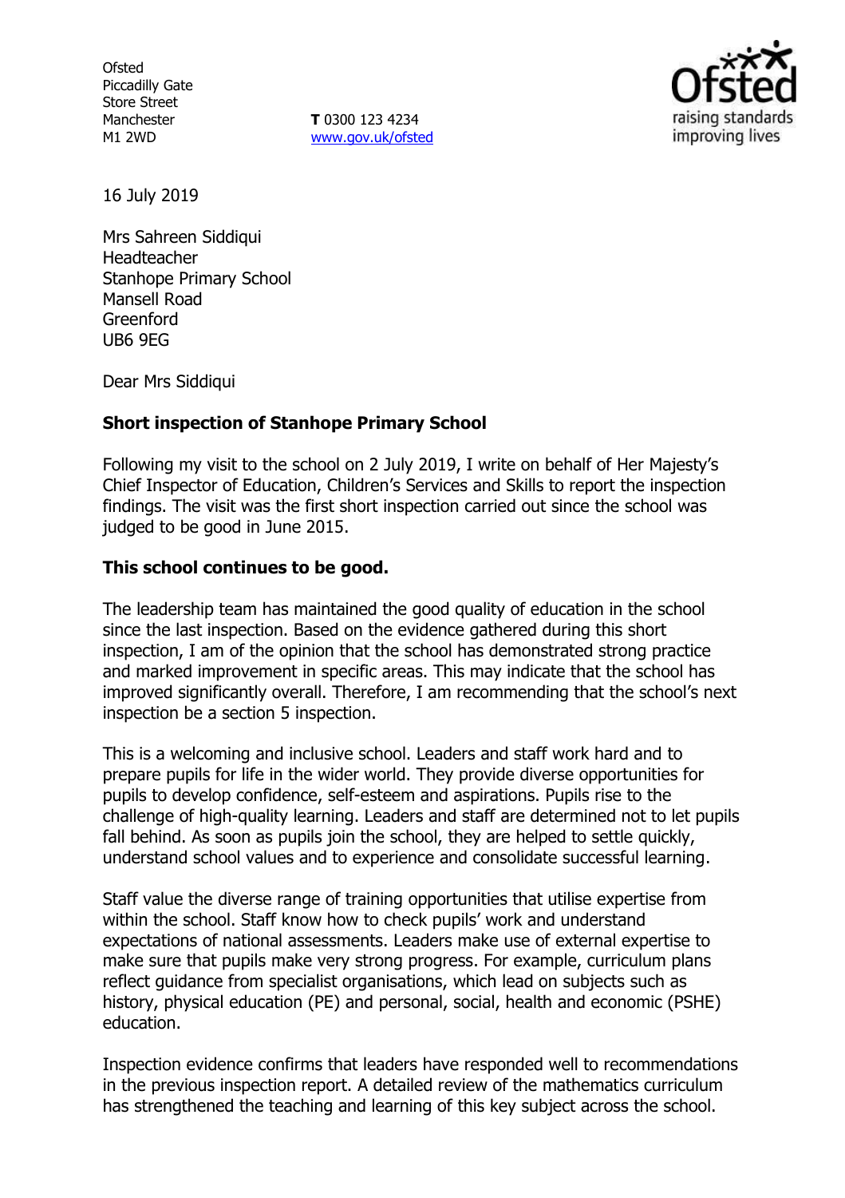Ofsted
Piccadilly Gate
Store Street
Manchester
M1 2WD

**T** 0300 123 4234
www.gov.uk/ofsted

16 July 2019

Mrs Sahreen Siddiqui
Headteacher
Stanhope Primary School
Mansell Road
Greenford
UB6 9EG

Dear Mrs Siddiqui

**Short inspection of Stanhope Primary School**

Following my visit to the school on 2 July 2019, I write on behalf of Her Majesty's Chief Inspector of Education, Children's Services and Skills to report the inspection findings. The visit was the first short inspection carried out since the school was judged to be good in June 2015.

**This school continues to be good.**

The leadership team has maintained the good quality of education in the school since the last inspection. Based on the evidence gathered during this short inspection, I am of the opinion that the school has demonstrated strong practice and marked improvement in specific areas. This may indicate that the school has improved significantly overall. Therefore, I am recommending that the school's next inspection be a section 5 inspection.

This is a welcoming and inclusive school. Leaders and staff work hard and to prepare pupils for life in the wider world. They provide diverse opportunities for pupils to develop confidence, self-esteem and aspirations. Pupils rise to the challenge of high-quality learning. Leaders and staff are determined not to let pupils fall behind. As soon as pupils join the school, they are helped to settle quickly, understand school values and to experience and consolidate successful learning.

Staff value the diverse range of training opportunities that utilise expertise from within the school. Staff know how to check pupils' work and understand expectations of national assessments. Leaders make use of external expertise to make sure that pupils make very strong progress. For example, curriculum plans reflect guidance from specialist organisations, which lead on subjects such as history, physical education (PE) and personal, social, health and economic (PSHE) education.

Inspection evidence confirms that leaders have responded well to recommendations in the previous inspection report. A detailed review of the mathematics curriculum has strengthened the teaching and learning of this key subject across the school.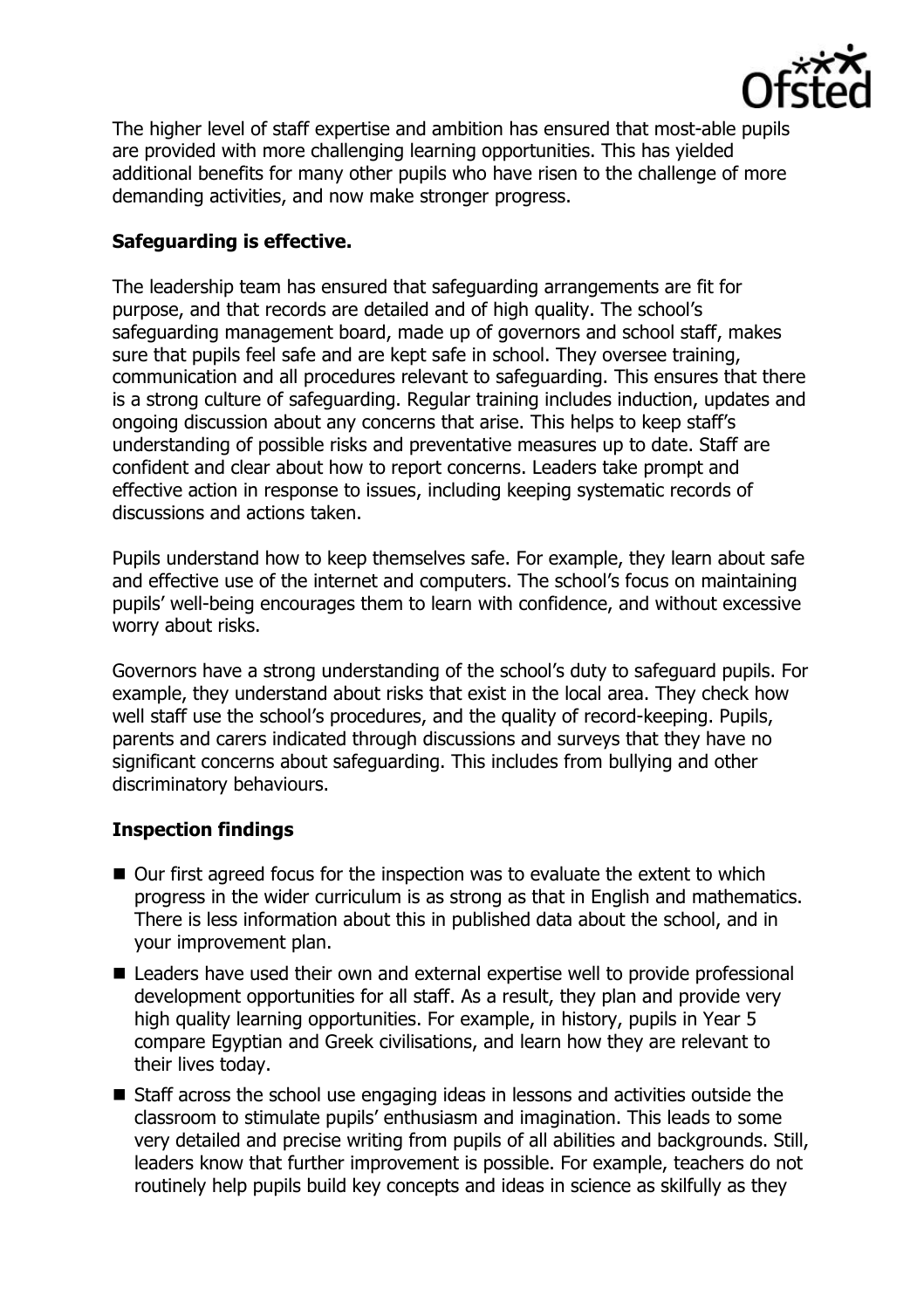The higher level of staff expertise and ambition has ensured that most-able pupils are provided with more challenging learning opportunities. This has yielded additional benefits for many other pupils who have risen to the challenge of more demanding activities, and now make stronger progress.

**Safeguarding is effective.**

The leadership team has ensured that safeguarding arrangements are fit for purpose, and that records are detailed and of high quality. The school's safeguarding management board, made up of governors and school staff, makes sure that pupils feel safe and are kept safe in school. They oversee training, communication and all procedures relevant to safeguarding. This ensures that there is a strong culture of safeguarding. Regular training includes induction, updates and ongoing discussion about any concerns that arise. This helps to keep staff's understanding of possible risks and preventative measures up to date. Staff are confident and clear about how to report concerns. Leaders take prompt and effective action in response to issues, including keeping systematic records of discussions and actions taken.

Pupils understand how to keep themselves safe. For example, they learn about safe and effective use of the internet and computers. The school's focus on maintaining pupils' well-being encourages them to learn with confidence, and without excessive worry about risks.

Governors have a strong understanding of the school's duty to safeguard pupils. For example, they understand about risks that exist in the local area. They check how well staff use the school's procedures, and the quality of record-keeping. Pupils, parents and carers indicated through discussions and surveys that they have no significant concerns about safeguarding. This includes from bullying and other discriminatory behaviours.

**Inspection findings**

- Our first agreed focus for the inspection was to evaluate the extent to which progress in the wider curriculum is as strong as that in English and mathematics. There is less information about this in published data about the school, and in your improvement plan.
- Leaders have used their own and external expertise well to provide professional development opportunities for all staff. As a result, they plan and provide very high quality learning opportunities. For example, in history, pupils in Year 5 compare Egyptian and Greek civilisations, and learn how they are relevant to their lives today.
- Staff across the school use engaging ideas in lessons and activities outside the classroom to stimulate pupils' enthusiasm and imagination. This leads to some very detailed and precise writing from pupils of all abilities and backgrounds. Still, leaders know that further improvement is possible. For example, teachers do not routinely help pupils build key concepts and ideas in science as skilfully as they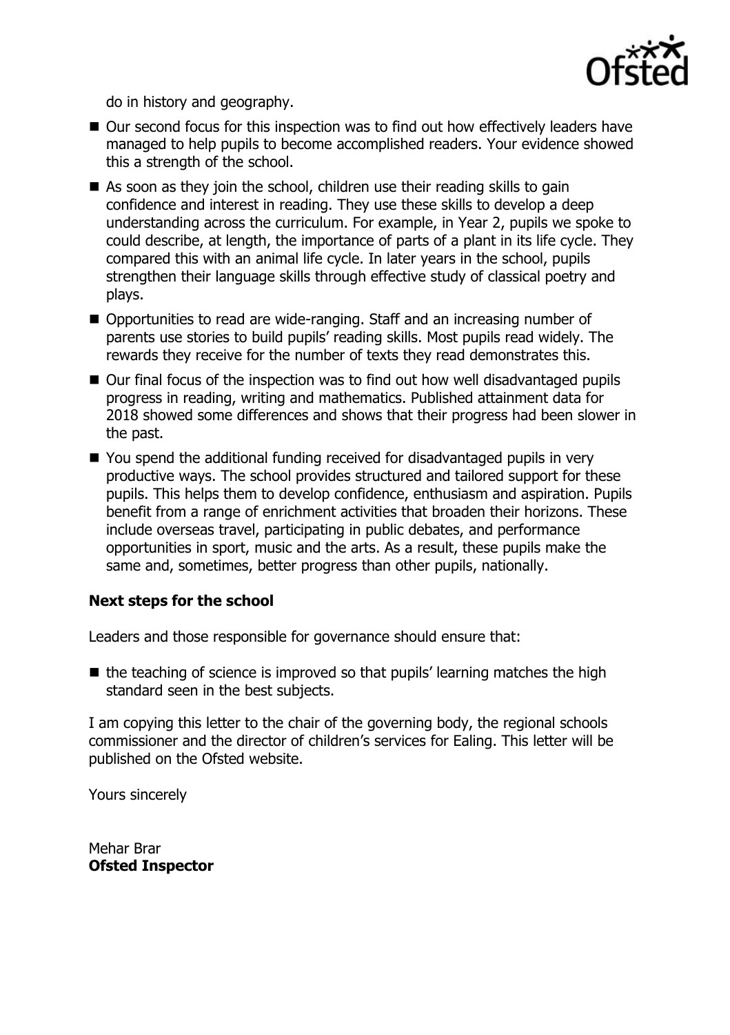do in history and geography.

- Our second focus for this inspection was to find out how effectively leaders have managed to help pupils to become accomplished readers. Your evidence showed this a strength of the school.
- As soon as they join the school, children use their reading skills to gain confidence and interest in reading. They use these skills to develop a deep understanding across the curriculum. For example, in Year 2, pupils we spoke to could describe, at length, the importance of parts of a plant in its life cycle. They compared this with an animal life cycle. In later years in the school, pupils strengthen their language skills through effective study of classical poetry and plays.
- Opportunities to read are wide-ranging. Staff and an increasing number of parents use stories to build pupils' reading skills. Most pupils read widely. The rewards they receive for the number of texts they read demonstrates this.
- Our final focus of the inspection was to find out how well disadvantaged pupils progress in reading, writing and mathematics. Published attainment data for 2018 showed some differences and shows that their progress had been slower in the past.
- You spend the additional funding received for disadvantaged pupils in very productive ways. The school provides structured and tailored support for these pupils. This helps them to develop confidence, enthusiasm and aspiration. Pupils benefit from a range of enrichment activities that broaden their horizons. These include overseas travel, participating in public debates, and performance opportunities in sport, music and the arts. As a result, these pupils make the same and, sometimes, better progress than other pupils, nationally.

**Next steps for the school**

Leaders and those responsible for governance should ensure that:

- the teaching of science is improved so that pupils' learning matches the high standard seen in the best subjects.

I am copying this letter to the chair of the governing body, the regional schools commissioner and the director of children's services for Ealing. This letter will be published on the Ofsted website.

Yours sincerely

Mehar Brar
**Ofsted Inspector**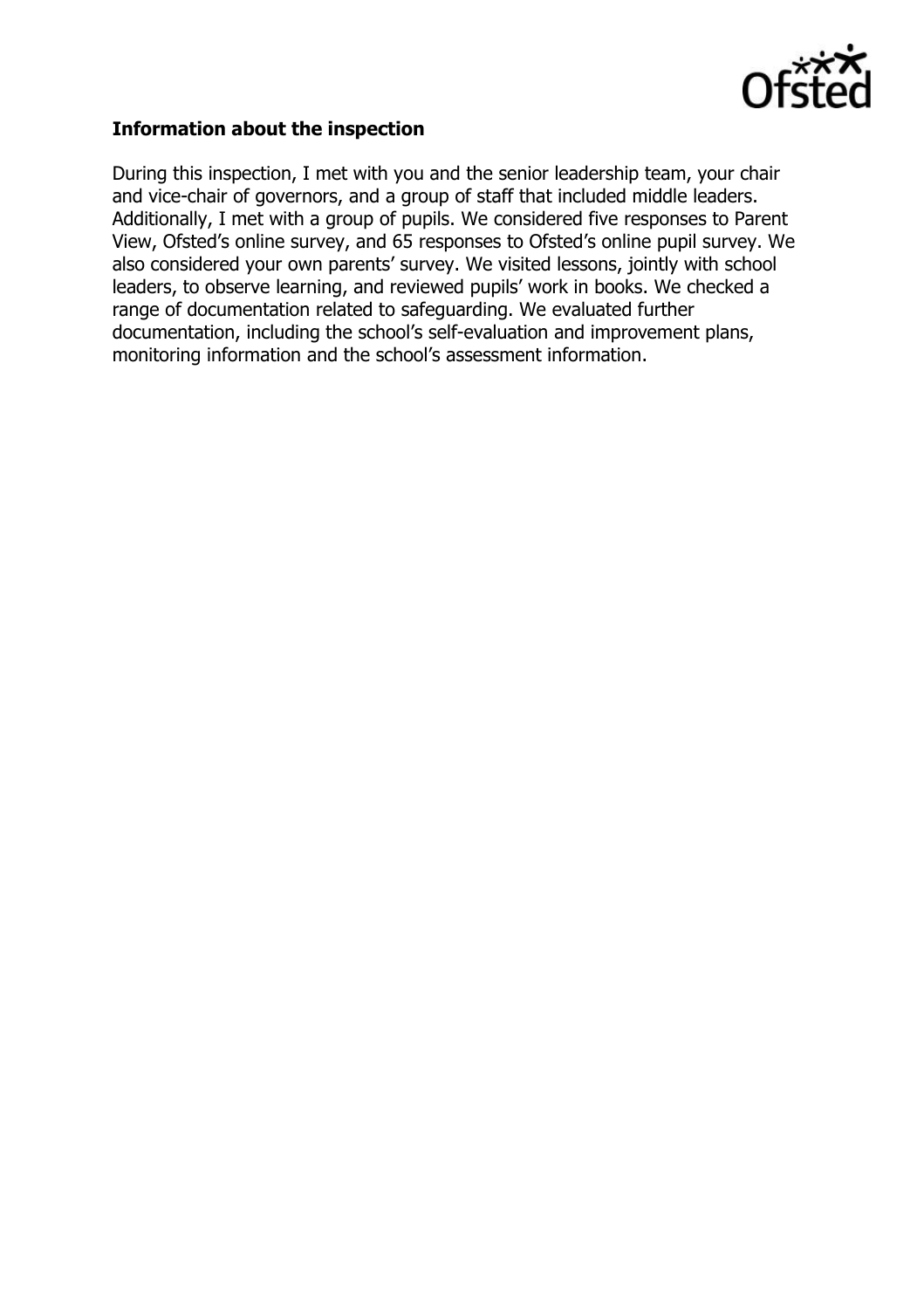**Information about the inspection**

During this inspection, I met with you and the senior leadership team, your chair and vice-chair of governors, and a group of staff that included middle leaders. Additionally, I met with a group of pupils. We considered five responses to Parent View, Ofsted's online survey, and 65 responses to Ofsted's online pupil survey. We also considered your own parents' survey. We visited lessons, jointly with school leaders, to observe learning, and reviewed pupils' work in books. We checked a range of documentation related to safeguarding. We evaluated further documentation, including the school's self-evaluation and improvement plans, monitoring information and the school's assessment information.